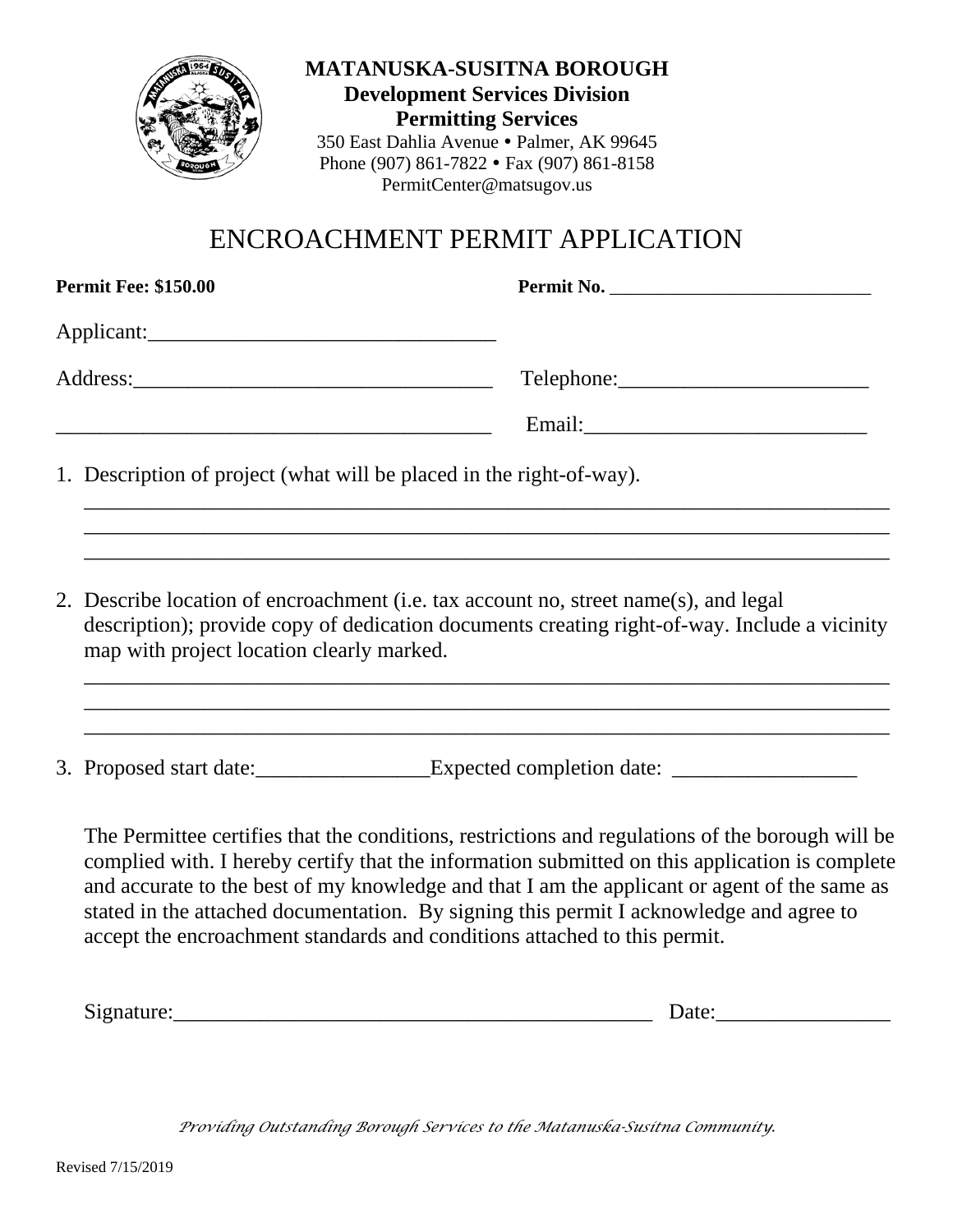**MATANUSKA-SUSITNA BOROUGH**
**Development Services Division**
**Permitting Services**
350 East Dahlia Avenue • Palmer, AK 99645
Phone (907) 861-7822 • Fax (907) 861-8158
PermitCenter@matsugov.us

# ENCROACHMENT PERMIT APPLICATION

**Permit Fee: $150.00** **Permit No.** ___________________________

Applicant:________________________________

Address:_________________________________ Telephone:_______________________

________________________________________ Email:__________________________

1. Description of project (what will be placed in the right-of-way).
_____________________________________________________________________________
_____________________________________________________________________________
_____________________________________________________________________________

2. Describe location of encroachment (i.e. tax account no, street name(s), and legal description); provide copy of dedication documents creating right-of-way. Include a vicinity map with project location clearly marked.
_____________________________________________________________________________
_____________________________________________________________________________
_____________________________________________________________________________

3. Proposed start date:________________Expected completion date: _________________

The Permittee certifies that the conditions, restrictions and regulations of the borough will be complied with. I hereby certify that the information submitted on this application is complete and accurate to the best of my knowledge and that I am the applicant or agent of the same as stated in the attached documentation. By signing this permit I acknowledge and agree to accept the encroachment standards and conditions attached to this permit.

Signature:____________________________________________ Date:________________

*Providing Outstanding Borough Services to the Matanuska-Susitna Community.*

Revised 7/15/2019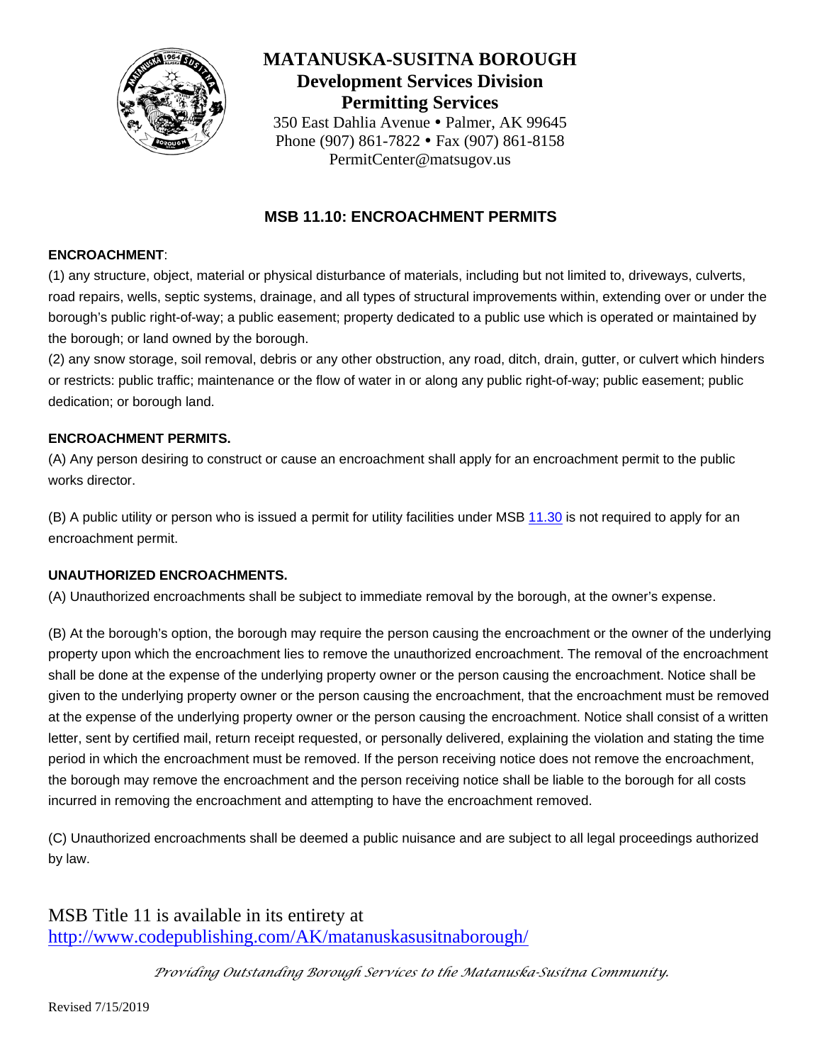# MATANUSKA-SUSITNA BOROUGH

## Development Services Division

## Permitting Services

350 East Dahlia Avenue • Palmer, AK 99645
Phone (907) 861-7822 • Fax (907) 861-8158
PermitCenter@matsugov.us

### MSB 11.10: ENCROACHMENT PERMITS

**ENCROACHMENT**:

(1) any structure, object, material or physical disturbance of materials, including but not limited to, driveways, culverts, road repairs, wells, septic systems, drainage, and all types of structural improvements within, extending over or under the borough's public right-of-way; a public easement; property dedicated to a public use which is operated or maintained by the borough; or land owned by the borough.

(2) any snow storage, soil removal, debris or any other obstruction, any road, ditch, drain, gutter, or culvert which hinders or restricts: public traffic; maintenance or the flow of water in or along any public right-of-way; public easement; public dedication; or borough land.

**ENCROACHMENT PERMITS.**

(A) Any person desiring to construct or cause an encroachment shall apply for an encroachment permit to the public works director.

(B) A public utility or person who is issued a permit for utility facilities under MSB 11.30 is not required to apply for an encroachment permit.

**UNAUTHORIZED ENCROACHMENTS.**

(A) Unauthorized encroachments shall be subject to immediate removal by the borough, at the owner's expense.

(B) At the borough's option, the borough may require the person causing the encroachment or the owner of the underlying property upon which the encroachment lies to remove the unauthorized encroachment. The removal of the encroachment shall be done at the expense of the underlying property owner or the person causing the encroachment. Notice shall be given to the underlying property owner or the person causing the encroachment, that the encroachment must be removed at the expense of the underlying property owner or the person causing the encroachment. Notice shall consist of a written letter, sent by certified mail, return receipt requested, or personally delivered, explaining the violation and stating the time period in which the encroachment must be removed. If the person receiving notice does not remove the encroachment, the borough may remove the encroachment and the person receiving notice shall be liable to the borough for all costs incurred in removing the encroachment and attempting to have the encroachment removed.

(C) Unauthorized encroachments shall be deemed a public nuisance and are subject to all legal proceedings authorized by law.

MSB Title 11 is available in its entirety at
http://www.codepublishing.com/AK/matanuskasusitnaborough/

*Providing Outstanding Borough Services to the Matanuska-Susitna Community.*

Revised 7/15/2019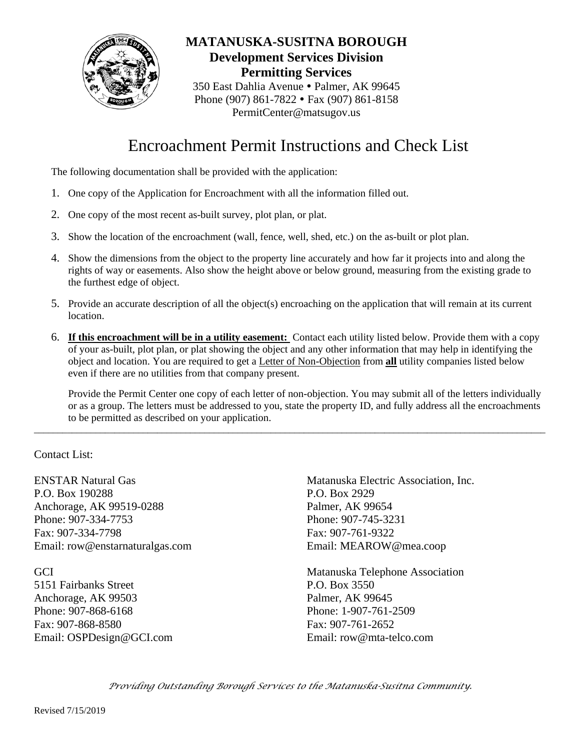**MATANUSKA-SUSITNA BOROUGH**
**Development Services Division**
**Permitting Services**
350 East Dahlia Avenue • Palmer, AK 99645
Phone (907) 861-7822 • Fax (907) 861-8158
PermitCenter@matsugov.us

# Encroachment Permit Instructions and Check List

The following documentation shall be provided with the application:

1. One copy of the Application for Encroachment with all the information filled out.
2. One copy of the most recent as-built survey, plot plan, or plat.
3. Show the location of the encroachment (wall, fence, well, shed, etc.) on the as-built or plot plan.
4. Show the dimensions from the object to the property line accurately and how far it projects into and along the rights of way or easements. Also show the height above or below ground, measuring from the existing grade to the furthest edge of object.
5. Provide an accurate description of all the object(s) encroaching on the application that will remain at its current location.
6. **If this encroachment will be in a utility easement:** Contact each utility listed below. Provide them with a copy of your as-built, plot plan, or plat showing the object and any other information that may help in identifying the object and location. You are required to get a Letter of Non-Objection from **all** utility companies listed below even if there are no utilities from that company present.

   Provide the Permit Center one copy of each letter of non-objection. You may submit all of the letters individually or as a group. The letters must be addressed to you, state the property ID, and fully address all the encroachments to be permitted as described on your application.

---

Contact List:

ENSTAR Natural Gas
P.O. Box 190288
Anchorage, AK 99519-0288
Phone: 907-334-7753
Fax: 907-334-7798
Email: row@enstarnaturalgas.com

GCI
5151 Fairbanks Street
Anchorage, AK 99503
Phone: 907-868-6168
Fax: 907-868-8580
Email: OSPDesign@GCI.com

Matanuska Electric Association, Inc.
P.O. Box 2929
Palmer, AK 99654
Phone: 907-745-3231
Fax: 907-761-9322
Email: MEAROW@mea.coop

Matanuska Telephone Association
P.O. Box 3550
Palmer, AK 99645
Phone: 1-907-761-2509
Fax: 907-761-2652
Email: row@mta-telco.com

*Providing Outstanding Borough Services to the Matanuska-Susitna Community.*

Revised 7/15/2019